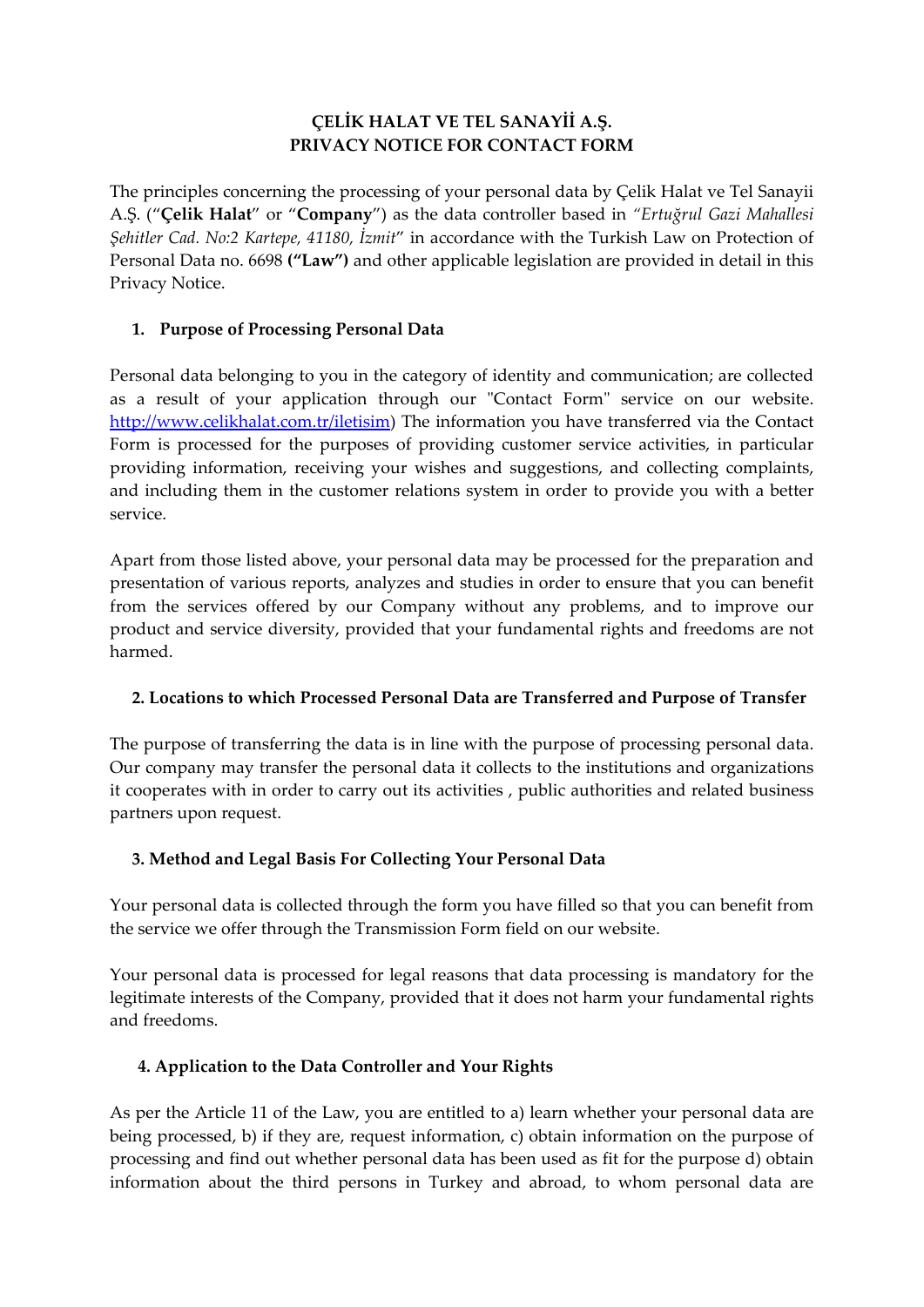# ÇELİK HALAT VE TEL SANAYİİ A.Ş.
# PRIVACY NOTICE FOR CONTACT FORM

The principles concerning the processing of your personal data by Çelik Halat ve Tel Sanayii A.Ş. ("**Çelik Halat**" or "**Company**") as the data controller based in *"Ertuğrul Gazi Mahallesi Şehitler Cad. No:2 Kartepe, 41180, İzmit*" in accordance with the Turkish Law on Protection of Personal Data no. 6698 **("Law")** and other applicable legislation are provided in detail in this Privacy Notice.

## 1. Purpose of Processing Personal Data

Personal data belonging to you in the category of identity and communication; are collected as a result of your application through our "Contact Form" service on our website. [http://www.celikhalat.com.tr/iletisim](http://www.celikhalat.com.tr/iletisim)) The information you have transferred via the Contact Form is processed for the purposes of providing customer service activities, in particular providing information, receiving your wishes and suggestions, and collecting complaints, and including them in the customer relations system in order to provide you with a better service.

Apart from those listed above, your personal data may be processed for the preparation and presentation of various reports, analyzes and studies in order to ensure that you can benefit from the services offered by our Company without any problems, and to improve our product and service diversity, provided that your fundamental rights and freedoms are not harmed.

## 2. Locations to which Processed Personal Data are Transferred and Purpose of Transfer

The purpose of transferring the data is in line with the purpose of processing personal data. Our company may transfer the personal data it collects to the institutions and organizations it cooperates with in order to carry out its activities , public authorities and related business partners upon request.

## 3. Method and Legal Basis For Collecting Your Personal Data

Your personal data is collected through the form you have filled so that you can benefit from the service we offer through the Transmission Form field on our website.

Your personal data is processed for legal reasons that data processing is mandatory for the legitimate interests of the Company, provided that it does not harm your fundamental rights and freedoms.

## 4. Application to the Data Controller and Your Rights

As per the Article 11 of the Law, you are entitled to a) learn whether your personal data are being processed, b) if they are, request information, c) obtain information on the purpose of processing and find out whether personal data has been used as fit for the purpose d) obtain information about the third persons in Turkey and abroad, to whom personal data are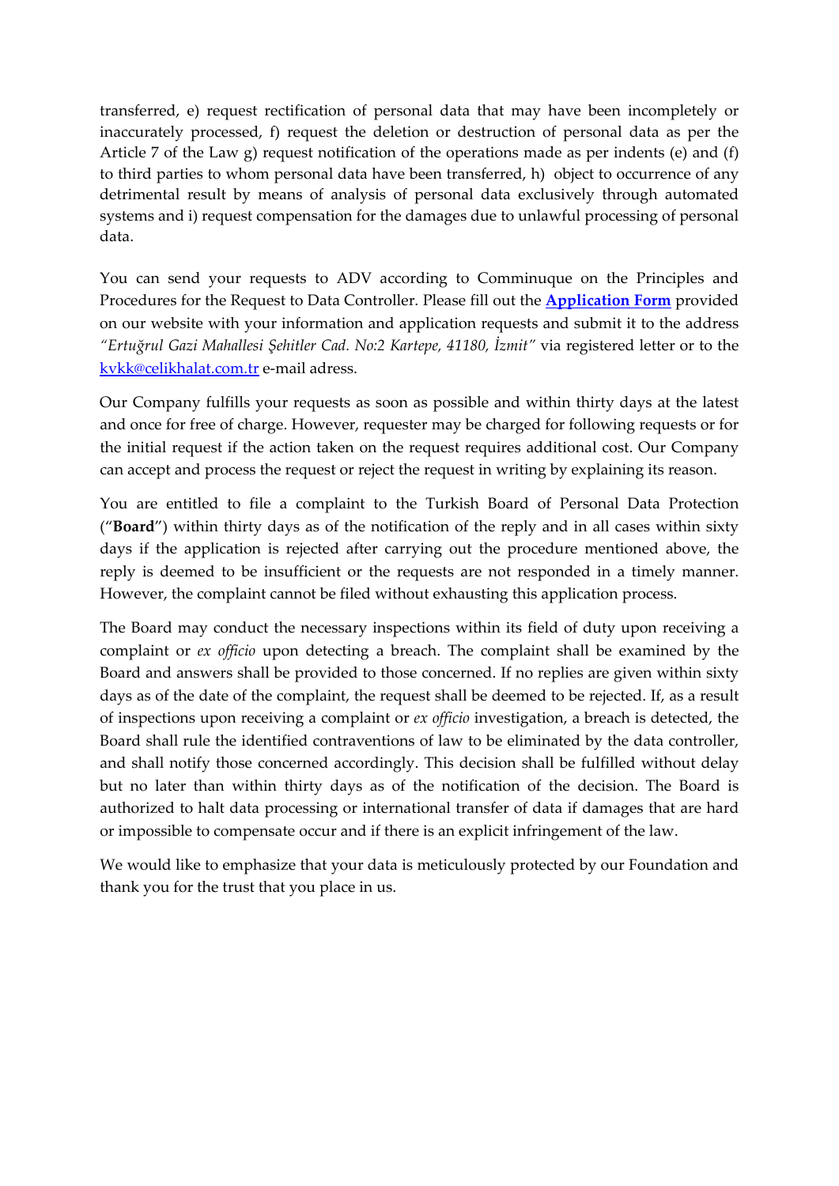transferred, e) request rectification of personal data that may have been incompletely or inaccurately processed, f) request the deletion or destruction of personal data as per the Article 7 of the Law g) request notification of the operations made as per indents (e) and (f) to third parties to whom personal data have been transferred, h) object to occurrence of any detrimental result by means of analysis of personal data exclusively through automated systems and i) request compensation for the damages due to unlawful processing of personal data.

You can send your requests to ADV according to Comminuque on the Principles and Procedures for the Request to Data Controller. Please fill out the **[Application Form]** provided on our website with your information and application requests and submit it to the address *"Ertuğrul Gazi Mahallesi Şehitler Cad. No:2 Kartepe, 41180, İzmit"* via registered letter or to the kvkk@celikhalat.com.tr e-mail adress.

Our Company fulfills your requests as soon as possible and within thirty days at the latest and once for free of charge. However, requester may be charged for following requests or for the initial request if the action taken on the request requires additional cost. Our Company can accept and process the request or reject the request in writing by explaining its reason.

You are entitled to file a complaint to the Turkish Board of Personal Data Protection ("**Board**") within thirty days as of the notification of the reply and in all cases within sixty days if the application is rejected after carrying out the procedure mentioned above, the reply is deemed to be insufficient or the requests are not responded in a timely manner. However, the complaint cannot be filed without exhausting this application process.

The Board may conduct the necessary inspections within its field of duty upon receiving a complaint or *ex officio* upon detecting a breach. The complaint shall be examined by the Board and answers shall be provided to those concerned. If no replies are given within sixty days as of the date of the complaint, the request shall be deemed to be rejected. If, as a result of inspections upon receiving a complaint or *ex officio* investigation, a breach is detected, the Board shall rule the identified contraventions of law to be eliminated by the data controller, and shall notify those concerned accordingly. This decision shall be fulfilled without delay but no later than within thirty days as of the notification of the decision. The Board is authorized to halt data processing or international transfer of data if damages that are hard or impossible to compensate occur and if there is an explicit infringement of the law.

We would like to emphasize that your data is meticulously protected by our Foundation and thank you for the trust that you place in us.